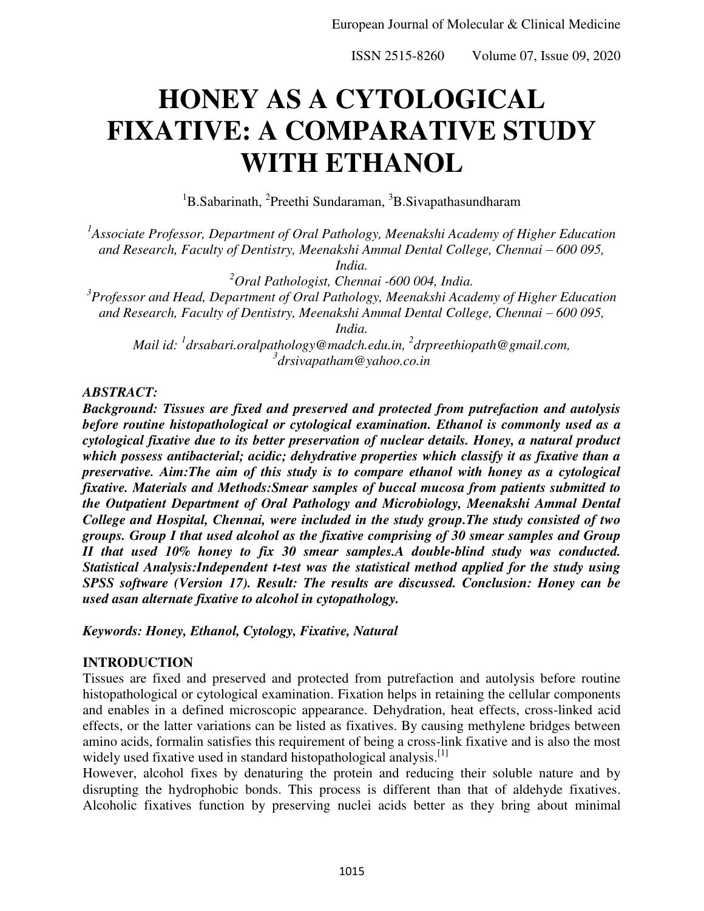# HONEY AS A CYTOLOGICAL FIXATIVE: A COMPARATIVE STUDY WITH ETHANOL

[1]B.Sabarinath, [2]Preethi Sundaraman, [3]B.Sivapathasundharam

*[1]Associate Professor, Department of Oral Pathology, Meenakshi Academy of Higher Education and Research, Faculty of Dentistry, Meenakshi Ammal Dental College, Chennai – 600 095, India.*

*[2]Oral Pathologist, Chennai -600 004, India.*

*[3]Professor and Head, Department of Oral Pathology, Meenakshi Academy of Higher Education and Research, Faculty of Dentistry, Meenakshi Ammal Dental College, Chennai – 600 095, India.*

*Mail id: [1]drsabari.oralpathology@madch.edu.in, [2]drpreethiopath@gmail.com, [3]drsivapatham@yahoo.co.in*

***ABSTRACT:***

***Background: Tissues are fixed and preserved and protected from putrefaction and autolysis before routine histopathological or cytological examination. Ethanol is commonly used as a cytological fixative due to its better preservation of nuclear details. Honey, a natural product which possess antibacterial; acidic; dehydrative properties which classify it as fixative than a preservative. Aim:The aim of this study is to compare ethanol with honey as a cytological fixative. Materials and Methods:Smear samples of buccal mucosa from patients submitted to the Outpatient Department of Oral Pathology and Microbiology, Meenakshi Ammal Dental College and Hospital, Chennai, were included in the study group.The study consisted of two groups. Group I that used alcohol as the fixative comprising of 30 smear samples and Group II that used 10% honey to fix 30 smear samples.A double-blind study was conducted. Statistical Analysis:Independent t-test was the statistical method applied for the study using SPSS software (Version 17). Result: The results are discussed. Conclusion: Honey can be used asan alternate fixative to alcohol in cytopathology.***

***Keywords: Honey, Ethanol, Cytology, Fixative, Natural***

## INTRODUCTION

Tissues are fixed and preserved and protected from putrefaction and autolysis before routine histopathological or cytological examination. Fixation helps in retaining the cellular components and enables in a defined microscopic appearance. Dehydration, heat effects, cross-linked acid effects, or the latter variations can be listed as fixatives. By causing methylene bridges between amino acids, formalin satisfies this requirement of being a cross-link fixative and is also the most widely used fixative used in standard histopathological analysis.[1]

However, alcohol fixes by denaturing the protein and reducing their soluble nature and by disrupting the hydrophobic bonds. This process is different than that of aldehyde fixatives. Alcoholic fixatives function by preserving nuclei acids better as they bring about minimal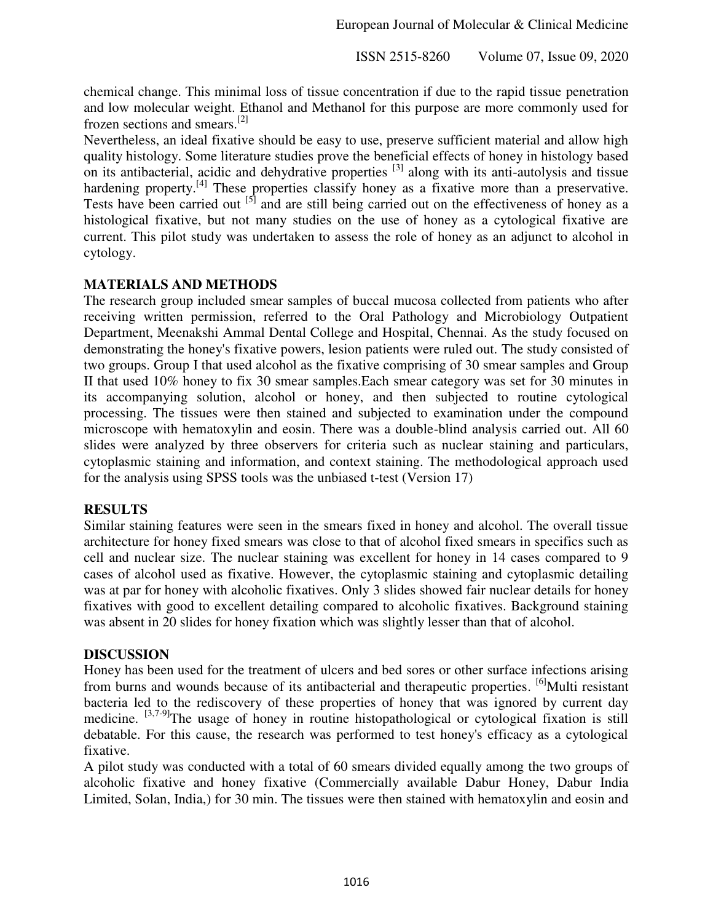chemical change. This minimal loss of tissue concentration if due to the rapid tissue penetration and low molecular weight. Ethanol and Methanol for this purpose are more commonly used for frozen sections and smears.[2]

Nevertheless, an ideal fixative should be easy to use, preserve sufficient material and allow high quality histology. Some literature studies prove the beneficial effects of honey in histology based on its antibacterial, acidic and dehydrative properties [3] along with its anti-autolysis and tissue hardening property.[4] These properties classify honey as a fixative more than a preservative. Tests have been carried out [5] and are still being carried out on the effectiveness of honey as a histological fixative, but not many studies on the use of honey as a cytological fixative are current. This pilot study was undertaken to assess the role of honey as an adjunct to alcohol in cytology.

## MATERIALS AND METHODS

The research group included smear samples of buccal mucosa collected from patients who after receiving written permission, referred to the Oral Pathology and Microbiology Outpatient Department, Meenakshi Ammal Dental College and Hospital, Chennai. As the study focused on demonstrating the honey's fixative powers, lesion patients were ruled out. The study consisted of two groups. Group I that used alcohol as the fixative comprising of 30 smear samples and Group II that used 10% honey to fix 30 smear samples.Each smear category was set for 30 minutes in its accompanying solution, alcohol or honey, and then subjected to routine cytological processing. The tissues were then stained and subjected to examination under the compound microscope with hematoxylin and eosin. There was a double-blind analysis carried out. All 60 slides were analyzed by three observers for criteria such as nuclear staining and particulars, cytoplasmic staining and information, and context staining. The methodological approach used for the analysis using SPSS tools was the unbiased t-test (Version 17)

## RESULTS

Similar staining features were seen in the smears fixed in honey and alcohol. The overall tissue architecture for honey fixed smears was close to that of alcohol fixed smears in specifics such as cell and nuclear size. The nuclear staining was excellent for honey in 14 cases compared to 9 cases of alcohol used as fixative. However, the cytoplasmic staining and cytoplasmic detailing was at par for honey with alcoholic fixatives. Only 3 slides showed fair nuclear details for honey fixatives with good to excellent detailing compared to alcoholic fixatives. Background staining was absent in 20 slides for honey fixation which was slightly lesser than that of alcohol.

## DISCUSSION

Honey has been used for the treatment of ulcers and bed sores or other surface infections arising from burns and wounds because of its antibacterial and therapeutic properties. [6]Multi resistant bacteria led to the rediscovery of these properties of honey that was ignored by current day medicine. [3,7-9]The usage of honey in routine histopathological or cytological fixation is still debatable. For this cause, the research was performed to test honey's efficacy as a cytological fixative.

A pilot study was conducted with a total of 60 smears divided equally among the two groups of alcoholic fixative and honey fixative (Commercially available Dabur Honey, Dabur India Limited, Solan, India,) for 30 min. The tissues were then stained with hematoxylin and eosin and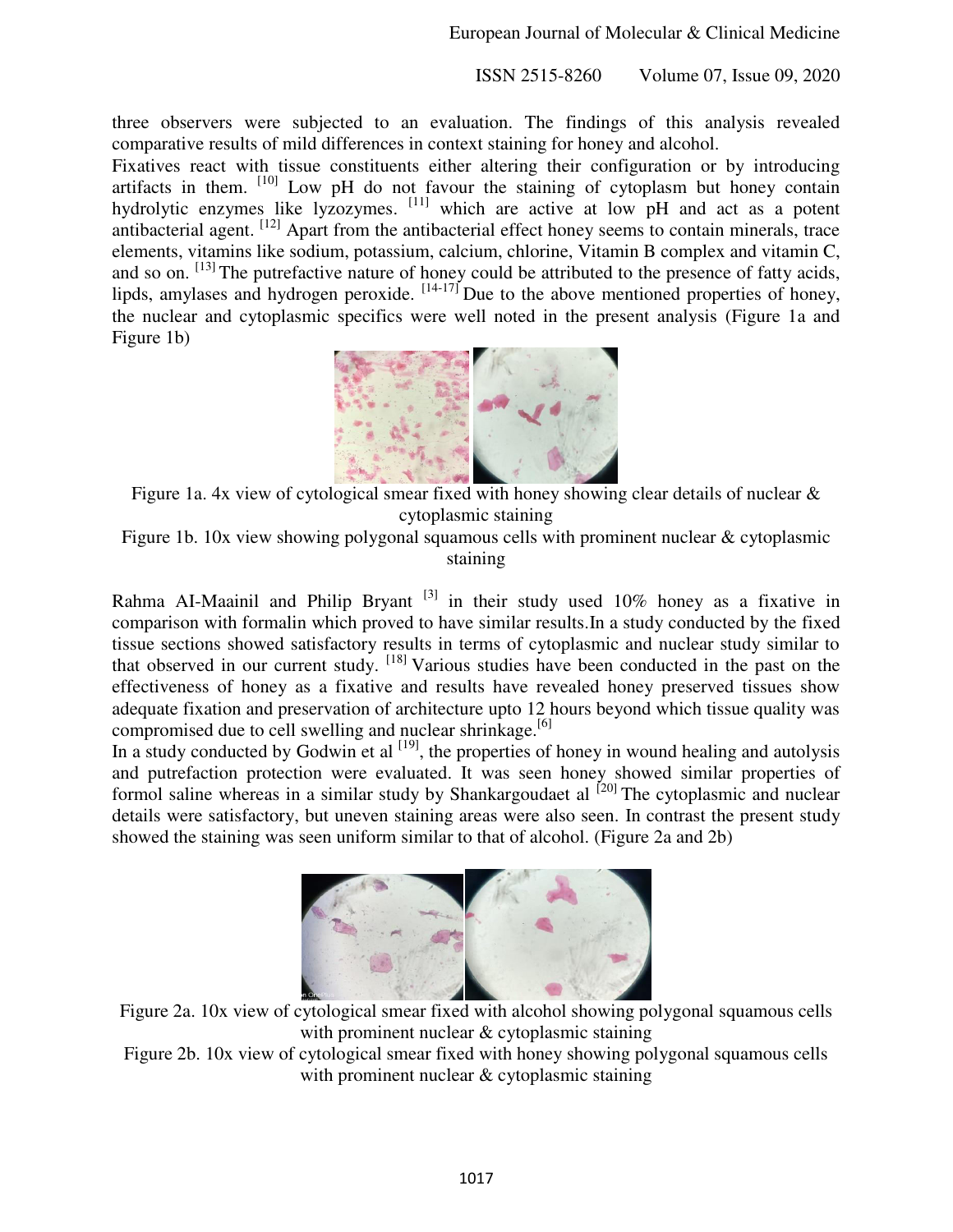three observers were subjected to an evaluation. The findings of this analysis revealed comparative results of mild differences in context staining for honey and alcohol.

Fixatives react with tissue constituents either altering their configuration or by introducing artifacts in them. [10] Low pH do not favour the staining of cytoplasm but honey contain hydrolytic enzymes like lyzozymes. [11] which are active at low pH and act as a potent antibacterial agent. [12] Apart from the antibacterial effect honey seems to contain minerals, trace elements, vitamins like sodium, potassium, calcium, chlorine, Vitamin B complex and vitamin C, and so on. [13] The putrefactive nature of honey could be attributed to the presence of fatty acids, lipds, amylases and hydrogen peroxide. [14-17] Due to the above mentioned properties of honey, the nuclear and cytoplasmic specifics were well noted in the present analysis (Figure 1a and Figure 1b)

Figure 1a. 4x view of cytological smear fixed with honey showing clear details of nuclear & cytoplasmic staining

Figure 1b. 10x view showing polygonal squamous cells with prominent nuclear & cytoplasmic staining

Rahma AI-Maainil and Philip Bryant [3] in their study used 10% honey as a fixative in comparison with formalin which proved to have similar results.In a study conducted by the fixed tissue sections showed satisfactory results in terms of cytoplasmic and nuclear study similar to that observed in our current study. [18] Various studies have been conducted in the past on the effectiveness of honey as a fixative and results have revealed honey preserved tissues show adequate fixation and preservation of architecture upto 12 hours beyond which tissue quality was compromised due to cell swelling and nuclear shrinkage.[6]

In a study conducted by Godwin et al [19], the properties of honey in wound healing and autolysis and putrefaction protection were evaluated. It was seen honey showed similar properties of formol saline whereas in a similar study by Shankargoudaet al [20] The cytoplasmic and nuclear details were satisfactory, but uneven staining areas were also seen. In contrast the present study showed the staining was seen uniform similar to that of alcohol. (Figure 2a and 2b)

Figure 2a. 10x view of cytological smear fixed with alcohol showing polygonal squamous cells with prominent nuclear & cytoplasmic staining

Figure 2b. 10x view of cytological smear fixed with honey showing polygonal squamous cells with prominent nuclear & cytoplasmic staining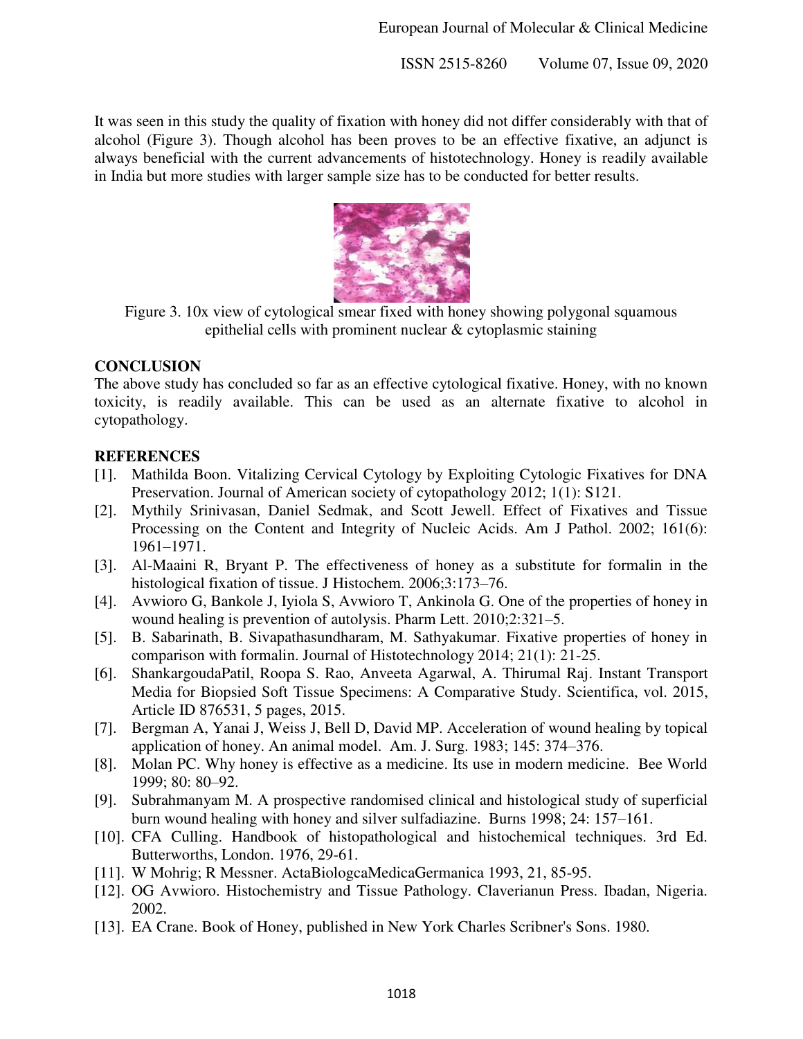It was seen in this study the quality of fixation with honey did not differ considerably with that of alcohol (Figure 3). Though alcohol has been proves to be an effective fixative, an adjunct is always beneficial with the current advancements of histotechnology. Honey is readily available in India but more studies with larger sample size has to be conducted for better results.

Figure 3. 10x view of cytological smear fixed with honey showing polygonal squamous epithelial cells with prominent nuclear & cytoplasmic staining

## CONCLUSION

The above study has concluded so far as an effective cytological fixative. Honey, with no known toxicity, is readily available. This can be used as an alternate fixative to alcohol in cytopathology.

## REFERENCES

[1]. Mathilda Boon. Vitalizing Cervical Cytology by Exploiting Cytologic Fixatives for DNA Preservation. Journal of American society of cytopathology 2012; 1(1): S121.

[2]. Mythily Srinivasan, Daniel Sedmak, and Scott Jewell. Effect of Fixatives and Tissue Processing on the Content and Integrity of Nucleic Acids. Am J Pathol. 2002; 161(6): 1961–1971.

[3]. Al-Maaini R, Bryant P. The effectiveness of honey as a substitute for formalin in the histological fixation of tissue. J Histochem. 2006;3:173–76.

[4]. Avwioro G, Bankole J, Iyiola S, Avwioro T, Ankinola G. One of the properties of honey in wound healing is prevention of autolysis. Pharm Lett. 2010;2:321–5.

[5]. B. Sabarinath, B. Sivapathasundharam, M. Sathyakumar. Fixative properties of honey in comparison with formalin. Journal of Histotechnology 2014; 21(1): 21-25.

[6]. ShankargoudaPatil, Roopa S. Rao, Anveeta Agarwal, A. Thirumal Raj. Instant Transport Media for Biopsied Soft Tissue Specimens: A Comparative Study. Scientifica, vol. 2015, Article ID 876531, 5 pages, 2015.

[7]. Bergman A, Yanai J, Weiss J, Bell D, David MP. Acceleration of wound healing by topical application of honey. An animal model. Am. J. Surg. 1983; 145: 374–376.

[8]. Molan PC. Why honey is effective as a medicine. Its use in modern medicine. Bee World 1999; 80: 80–92.

[9]. Subrahmanyam M. A prospective randomised clinical and histological study of superficial burn wound healing with honey and silver sulfadiazine. Burns 1998; 24: 157–161.

[10]. CFA Culling. Handbook of histopathological and histochemical techniques. 3rd Ed. Butterworths, London. 1976, 29-61.

[11]. W Mohrig; R Messner. ActaBiologcaMedicaGermanica 1993, 21, 85-95.

[12]. OG Avwioro. Histochemistry and Tissue Pathology. Claverianun Press. Ibadan, Nigeria. 2002.

[13]. EA Crane. Book of Honey, published in New York Charles Scribner's Sons. 1980.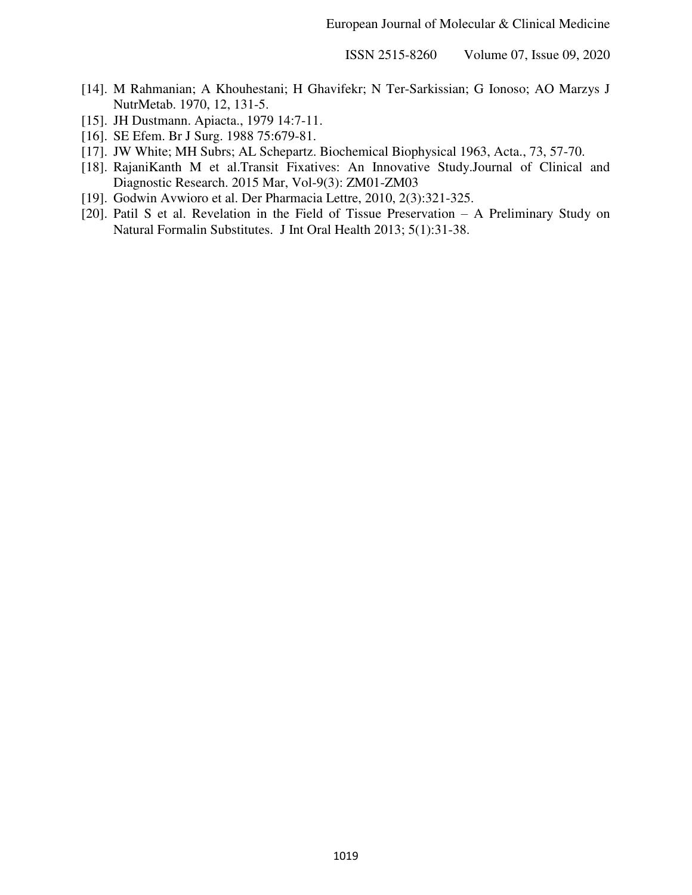[14]. M Rahmanian; A Khouhestani; H Ghavifekr; N Ter-Sarkissian; G Ionoso; AO Marzys J NutrMetab. 1970, 12, 131-5.

[15]. JH Dustmann. Apiacta., 1979 14:7-11.

[16]. SE Efem. Br J Surg. 1988 75:679-81.

[17]. JW White; MH Subrs; AL Schepartz. Biochemical Biophysical 1963, Acta., 73, 57-70.

[18]. RajaniKanth M et al.Transit Fixatives: An Innovative Study.Journal of Clinical and Diagnostic Research. 2015 Mar, Vol-9(3): ZM01-ZM03

[19]. Godwin Avwioro et al. Der Pharmacia Lettre, 2010, 2(3):321-325.

[20]. Patil S et al. Revelation in the Field of Tissue Preservation – A Preliminary Study on Natural Formalin Substitutes. J Int Oral Health 2013; 5(1):31-38.